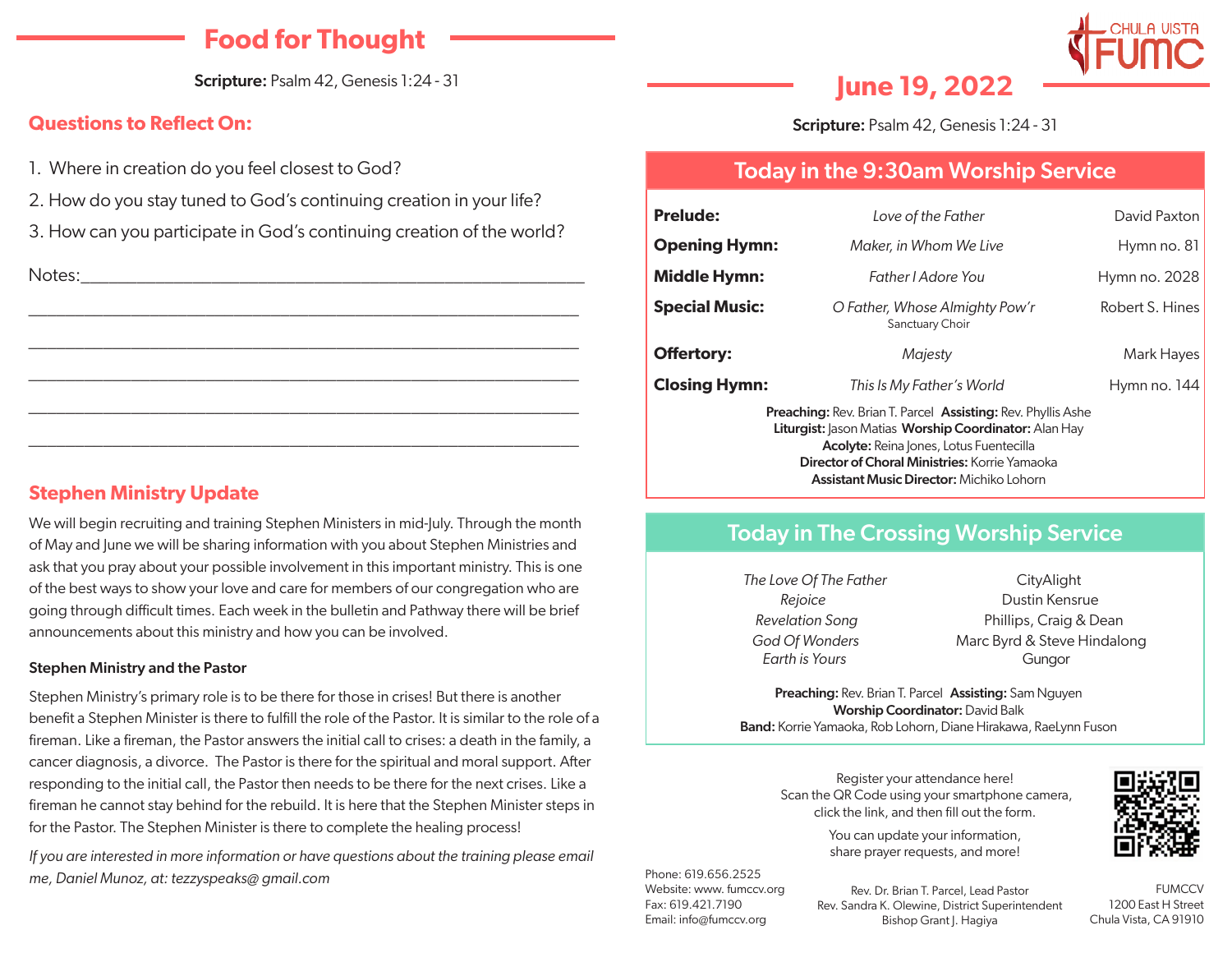# Food for Thought

**Scripture:** Psalm 42, Genesis 1:24 - 31

## Questions to Reflect On:

1. Where in creation do you feel closest to God?
2. How do you stay tuned to God's continuing creation in your life?
3. How can you participate in God's continuing creation of the world?

Notes:_______________________________________________

_______________________________________________

_______________________________________________

_______________________________________________

_______________________________________________

_______________________________________________

## Stephen Ministry Update

We will begin recruiting and training Stephen Ministers in mid-July. Through the month of May and June we will be sharing information with you about Stephen Ministries and ask that you pray about your possible involvement in this important ministry. This is one of the best ways to show your love and care for members of our congregation who are going through difficult times. Each week in the bulletin and Pathway there will be brief announcements about this ministry and how you can be involved.

### Stephen Ministry and the Pastor

Stephen Ministry's primary role is to be there for those in crises! But there is another benefit a Stephen Minister is there to fulfill the role of the Pastor. It is similar to the role of a fireman. Like a fireman, the Pastor answers the initial call to crises: a death in the family, a cancer diagnosis, a divorce. The Pastor is there for the spiritual and moral support. After responding to the initial call, the Pastor then needs to be there for the next crises. Like a fireman he cannot stay behind for the rebuild. It is here that the Stephen Minister steps in for the Pastor. The Stephen Minister is there to complete the healing process!

*If you are interested in more information or have questions about the training please email me, Daniel Munoz, at: tezzyspeaks@ gmail.com*

CHULA VISTA FUMC

# June 19, 2022

**Scripture:** Psalm 42, Genesis 1:24 - 31

## Today in the 9:30am Worship Service

| | | |
|---|---|---|
| **Prelude:** | *Love of the Father* | David Paxton |
| **Opening Hymn:** | *Maker, in Whom We Live* | Hymn no. 81 |
| **Middle Hymn:** | *Father I Adore You* | Hymn no. 2028 |
| **Special Music:** | *O Father, Whose Almighty Pow'r* Sanctuary Choir | Robert S. Hines |
| **Offertory:** | *Majesty* | Mark Hayes |
| **Closing Hymn:** | *This Is My Father's World* | Hymn no. 144 |

**Preaching:** Rev. Brian T. Parcel **Assisting:** Rev. Phyllis Ashe
**Liturgist:** Jason Matias **Worship Coordinator:** Alan Hay
**Acolyte:** Reina Jones, Lotus Fuentecilla
**Director of Choral Ministries:** Korrie Yamaoka
**Assistant Music Director:** Michiko Lohorn

## Today in The Crossing Worship Service

| | |
|---|---|
| *The Love Of The Father* | CityAlight |
| *Rejoice* | Dustin Kensrue |
| *Revelation Song* | Phillips, Craig & Dean |
| *God Of Wonders* | Marc Byrd & Steve Hindalong |
| *Earth is Yours* | Gungor |

**Preaching:** Rev. Brian T. Parcel **Assisting:** Sam Nguyen
**Worship Coordinator:** David Balk
**Band:** Korrie Yamaoka, Rob Lohorn, Diane Hirakawa, RaeLynn Fuson

Register your attendance here!
Scan the QR Code using your smartphone camera, click the link, and then fill out the form.

You can update your information, share prayer requests, and more!

Phone: 619.656.2525
Website: www. fumccv.org
Fax: 619.421.7190
Email: info@fumccv.org

Rev. Dr. Brian T. Parcel, Lead Pastor
Rev. Sandra K. Olewine, District Superintendent
Bishop Grant J. Hagiya

FUMCCV
1200 East H Street
Chula Vista, CA 91910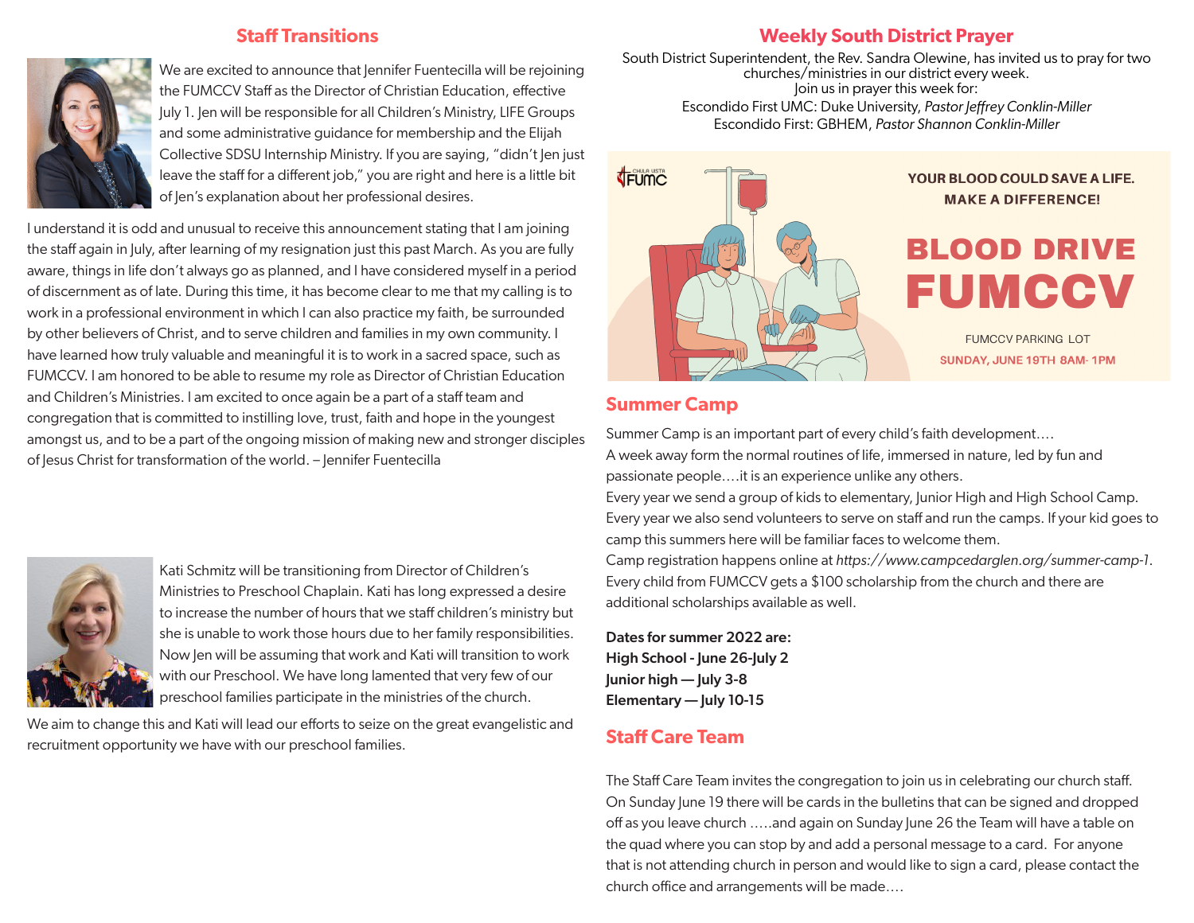## Staff Transitions

We are excited to announce that Jennifer Fuentecilla will be rejoining the FUMCCV Staff as the Director of Christian Education, effective July 1. Jen will be responsible for all Children's Ministry, LIFE Groups and some administrative guidance for membership and the Elijah Collective SDSU Internship Ministry. If you are saying, "didn't Jen just leave the staff for a different job," you are right and here is a little bit of Jen's explanation about her professional desires.

I understand it is odd and unusual to receive this announcement stating that I am joining the staff again in July, after learning of my resignation just this past March. As you are fully aware, things in life don't always go as planned, and I have considered myself in a period of discernment as of late. During this time, it has become clear to me that my calling is to work in a professional environment in which I can also practice my faith, be surrounded by other believers of Christ, and to serve children and families in my own community. I have learned how truly valuable and meaningful it is to work in a sacred space, such as FUMCCV. I am honored to be able to resume my role as Director of Christian Education and Children's Ministries. I am excited to once again be a part of a staff team and congregation that is committed to instilling love, trust, faith and hope in the youngest amongst us, and to be a part of the ongoing mission of making new and stronger disciples of Jesus Christ for transformation of the world. – Jennifer Fuentecilla

Kati Schmitz will be transitioning from Director of Children's Ministries to Preschool Chaplain. Kati has long expressed a desire to increase the number of hours that we staff children's ministry but she is unable to work those hours due to her family responsibilities. Now Jen will be assuming that work and Kati will transition to work with our Preschool. We have long lamented that very few of our preschool families participate in the ministries of the church.

We aim to change this and Kati will lead our efforts to seize on the great evangelistic and recruitment opportunity we have with our preschool families.

## Weekly South District Prayer

South District Superintendent, the Rev. Sandra Olewine, has invited us to pray for two churches/ministries in our district every week.
Join us in prayer this week for:
Escondido First UMC: Duke University, *Pastor Jeffrey Conklin-Miller*
Escondido First: GBHEM, *Pastor Shannon Conklin-Miller*

Chula Vista FUMC

**YOUR BLOOD COULD SAVE A LIFE.**
**MAKE A DIFFERENCE!**

**BLOOD DRIVE**
**FUMCCV**

FUMCCV PARKING LOT
SUNDAY, JUNE 19TH 8AM- 1PM

## Summer Camp

Summer Camp is an important part of every child's faith development….
A week away form the normal routines of life, immersed in nature, led by fun and passionate people….it is an experience unlike any others.
Every year we send a group of kids to elementary, Junior High and High School Camp. Every year we also send volunteers to serve on staff and run the camps. If your kid goes to camp this summers here will be familiar faces to welcome them.
Camp registration happens online at *https://www.campcedarglen.org/summer-camp-1*.
Every child from FUMCCV gets a $100 scholarship from the church and there are additional scholarships available as well.

**Dates for summer 2022 are:**
**High School - June 26-July 2**
**Junior high — July 3-8**
**Elementary — July 10-15**

## Staff Care Team

The Staff Care Team invites the congregation to join us in celebrating our church staff. On Sunday June 19 there will be cards in the bulletins that can be signed and dropped off as you leave church …..and again on Sunday June 26 the Team will have a table on the quad where you can stop by and add a personal message to a card. For anyone that is not attending church in person and would like to sign a card, please contact the church office and arrangements will be made….